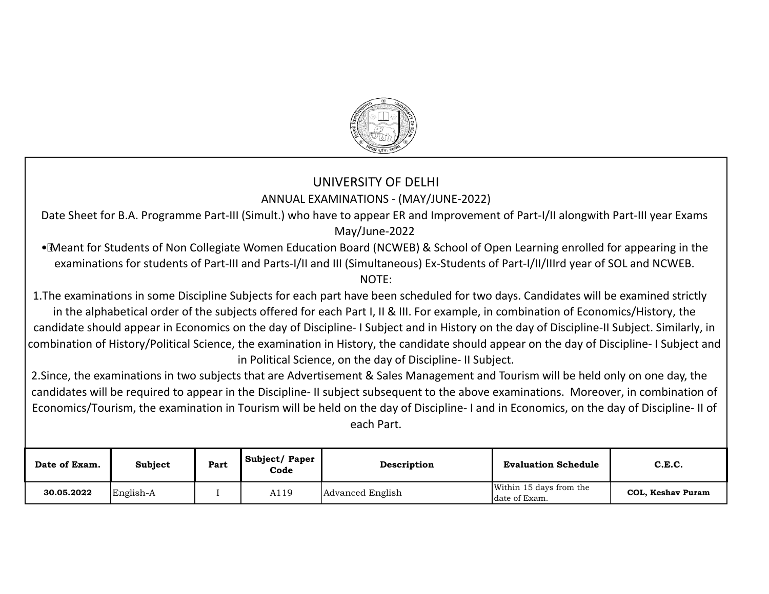# UNIVERSITY OF DELHI

## ANNUAL EXAMINATIONS - (MAY/JUNE-2022)

Date Sheet for B.A. Programme Part-III (Simult.) who have to appear ER and Improvement of Part-I/II alongwith Part-III year Exams May/June-2022

- Meant for Students of Non Collegiate Women Education Board (NCWEB) & School of Open Learning enrolled for appearing in the examinations for students of Part-III and Parts-I/II and III (Simultaneous) Ex-Students of Part-I/II/IIIrd year of SOL and NCWEB.

NOTE:

1. The examinations in some Discipline Subjects for each part have been scheduled for two days. Candidates will be examined strictly in the alphabetical order of the subjects offered for each Part I, II & III. For example, in combination of Economics/History, the candidate should appear in Economics on the day of Discipline- I Subject and in History on the day of Discipline-II Subject. Similarly, in combination of History/Political Science, the examination in History, the candidate should appear on the day of Discipline- I Subject and in Political Science, on the day of Discipline- II Subject.
2. Since, the examinations in two subjects that are Advertisement & Sales Management and Tourism will be held only on one day, the candidates will be required to appear in the Discipline- II subject subsequent to the above examinations. Moreover, in combination of Economics/Tourism, the examination in Tourism will be held on the day of Discipline- I and in Economics, on the day of Discipline- II of each Part.

| Date of Exam. | Subject | Part | Subject/ Paper Code | Description | Evaluation Schedule | C.E.C. |
|---|---|---|---|---|---|---|
| 30.05.2022 | English-A | I | A119 | Advanced English | Within 15 days from the date of Exam. | COL, Keshav Puram |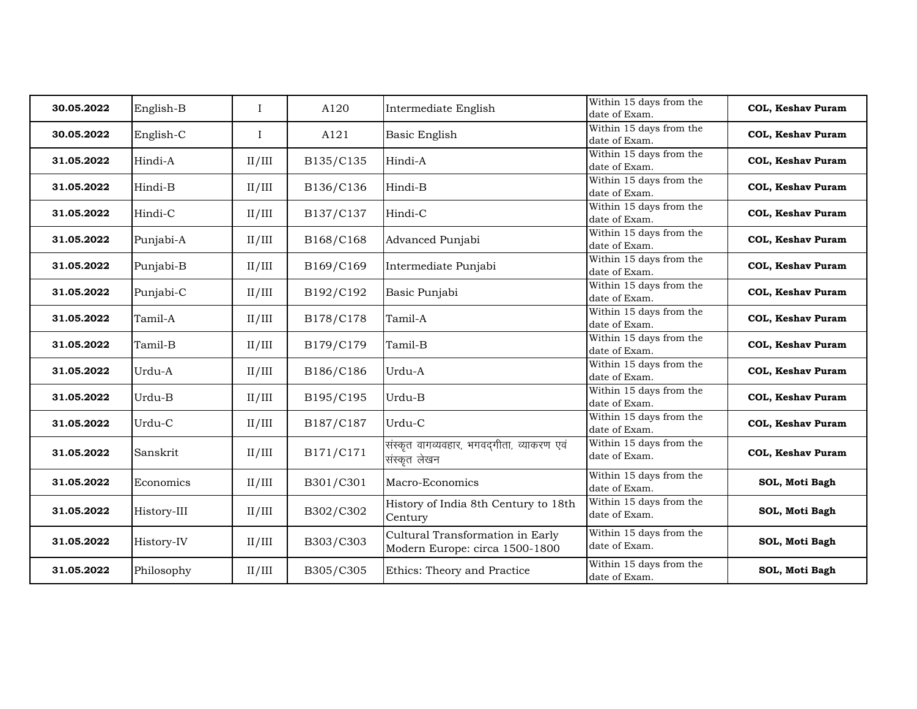| | | | | | | |
|---|---|---|---|---|---|---|
| **30.05.2022** | English-B | I | A120 | Intermediate English | Within 15 days from the date of Exam. | **COL, Keshav Puram** |
| **30.05.2022** | English-C | I | A121 | Basic English | Within 15 days from the date of Exam. | **COL, Keshav Puram** |
| **31.05.2022** | Hindi-A | II/III | B135/C135 | Hindi-A | Within 15 days from the date of Exam. | **COL, Keshav Puram** |
| **31.05.2022** | Hindi-B | II/III | B136/C136 | Hindi-B | Within 15 days from the date of Exam. | **COL, Keshav Puram** |
| **31.05.2022** | Hindi-C | II/III | B137/C137 | Hindi-C | Within 15 days from the date of Exam. | **COL, Keshav Puram** |
| **31.05.2022** | Punjabi-A | II/III | B168/C168 | Advanced Punjabi | Within 15 days from the date of Exam. | **COL, Keshav Puram** |
| **31.05.2022** | Punjabi-B | II/III | B169/C169 | Intermediate Punjabi | Within 15 days from the date of Exam. | **COL, Keshav Puram** |
| **31.05.2022** | Punjabi-C | II/III | B192/C192 | Basic Punjabi | Within 15 days from the date of Exam. | **COL, Keshav Puram** |
| **31.05.2022** | Tamil-A | II/III | B178/C178 | Tamil-A | Within 15 days from the date of Exam. | **COL, Keshav Puram** |
| **31.05.2022** | Tamil-B | II/III | B179/C179 | Tamil-B | Within 15 days from the date of Exam. | **COL, Keshav Puram** |
| **31.05.2022** | Urdu-A | II/III | B186/C186 | Urdu-A | Within 15 days from the date of Exam. | **COL, Keshav Puram** |
| **31.05.2022** | Urdu-B | II/III | B195/C195 | Urdu-B | Within 15 days from the date of Exam. | **COL, Keshav Puram** |
| **31.05.2022** | Urdu-C | II/III | B187/C187 | Urdu-C | Within 15 days from the date of Exam. | **COL, Keshav Puram** |
| **31.05.2022** | Sanskrit | II/III | B171/C171 | संस्कृत वागव्यवहार, भगवद्गीता, व्याकरण एवं संस्कृत लेखन | Within 15 days from the date of Exam. | **COL, Keshav Puram** |
| **31.05.2022** | Economics | II/III | B301/C301 | Macro-Economics | Within 15 days from the date of Exam. | **SOL, Moti Bagh** |
| **31.05.2022** | History-III | II/III | B302/C302 | History of India 8th Century to 18th Century | Within 15 days from the date of Exam. | **SOL, Moti Bagh** |
| **31.05.2022** | History-IV | II/III | B303/C303 | Cultural Transformation in Early Modern Europe: circa 1500-1800 | Within 15 days from the date of Exam. | **SOL, Moti Bagh** |
| **31.05.2022** | Philosophy | II/III | B305/C305 | Ethics: Theory and Practice | Within 15 days from the date of Exam. | **SOL, Moti Bagh** |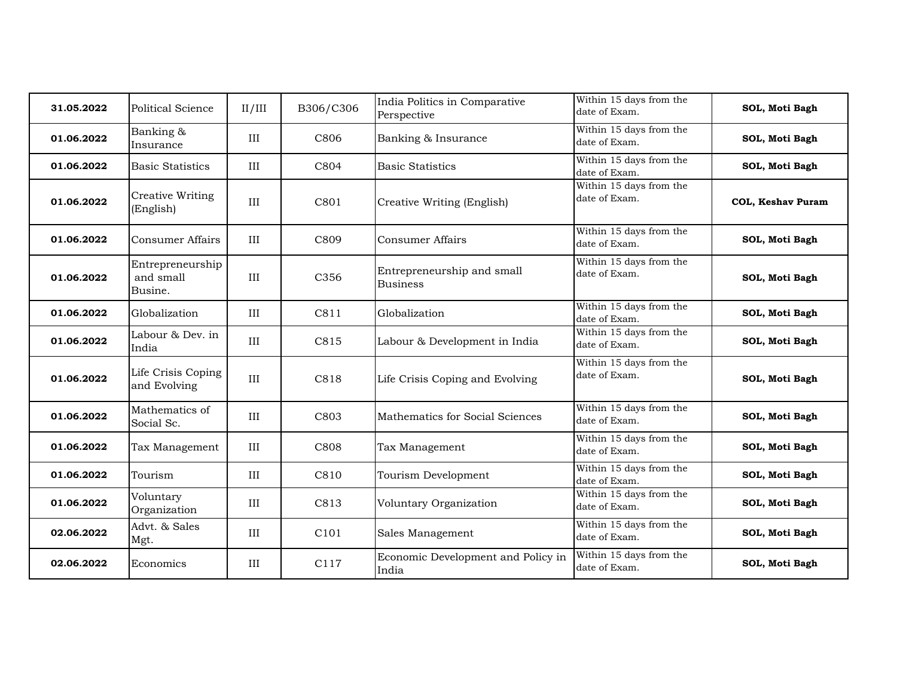| **31.05.2022** | Political Science | II/III | B306/C306 | India Politics in Comparative Perspective | Within 15 days from the date of Exam. | **SOL, Moti Bagh** |
|---|---|---|---|---|---|---|
| **01.06.2022** | Banking & Insurance | III | C806 | Banking & Insurance | Within 15 days from the date of Exam. | **SOL, Moti Bagh** |
| **01.06.2022** | Basic Statistics | III | C804 | Basic Statistics | Within 15 days from the date of Exam. | **SOL, Moti Bagh** |
| **01.06.2022** | Creative Writing (English) | III | C801 | Creative Writing (English) | Within 15 days from the date of Exam. | **COL, Keshav Puram** |
| **01.06.2022** | Consumer Affairs | III | C809 | Consumer Affairs | Within 15 days from the date of Exam. | **SOL, Moti Bagh** |
| **01.06.2022** | Entrepreneurship and small Busine. | III | C356 | Entrepreneurship and small Business | Within 15 days from the date of Exam. | **SOL, Moti Bagh** |
| **01.06.2022** | Globalization | III | C811 | Globalization | Within 15 days from the date of Exam. | **SOL, Moti Bagh** |
| **01.06.2022** | Labour & Dev. in India | III | C815 | Labour & Development in India | Within 15 days from the date of Exam. | **SOL, Moti Bagh** |
| **01.06.2022** | Life Crisis Coping and Evolving | III | C818 | Life Crisis Coping and Evolving | Within 15 days from the date of Exam. | **SOL, Moti Bagh** |
| **01.06.2022** | Mathematics of Social Sc. | III | C803 | Mathematics for Social Sciences | Within 15 days from the date of Exam. | **SOL, Moti Bagh** |
| **01.06.2022** | Tax Management | III | C808 | Tax Management | Within 15 days from the date of Exam. | **SOL, Moti Bagh** |
| **01.06.2022** | Tourism | III | C810 | Tourism Development | Within 15 days from the date of Exam. | **SOL, Moti Bagh** |
| **01.06.2022** | Voluntary Organization | III | C813 | Voluntary Organization | Within 15 days from the date of Exam. | **SOL, Moti Bagh** |
| **02.06.2022** | Advt. & Sales Mgt. | III | C101 | Sales Management | Within 15 days from the date of Exam. | **SOL, Moti Bagh** |
| **02.06.2022** | Economics | III | C117 | Economic Development and Policy in India | Within 15 days from the date of Exam. | **SOL, Moti Bagh** |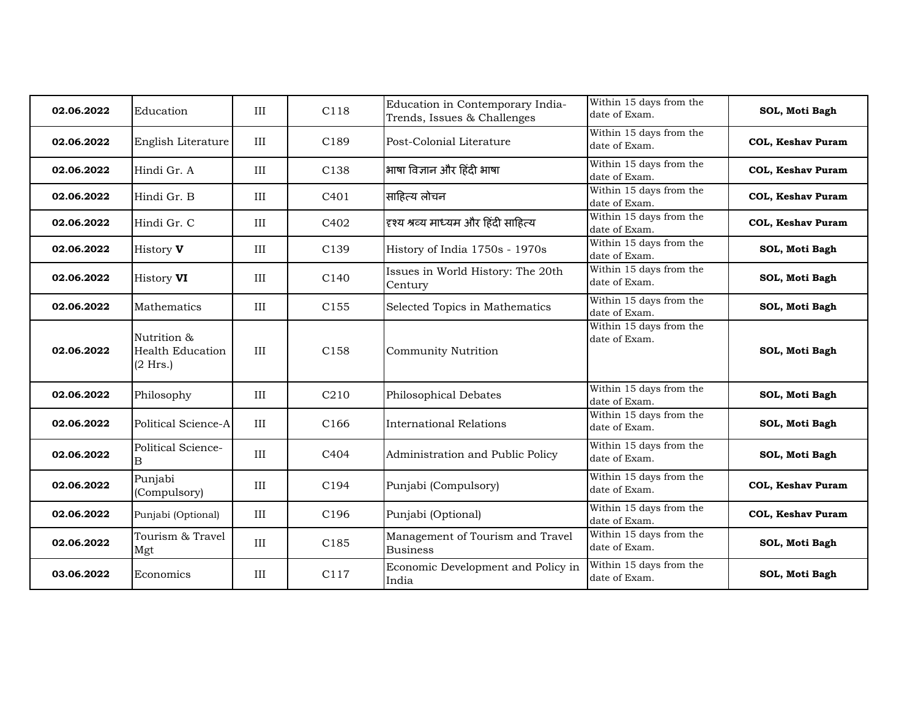| **02.06.2022** | Education | III | C118 | Education in Contemporary India- Trends, Issues & Challenges | Within 15 days from the date of Exam. | **SOL, Moti Bagh** |
|---|---|---|---|---|---|---|
| **02.06.2022** | English Literature | III | C189 | Post-Colonial Literature | Within 15 days from the date of Exam. | **COL, Keshav Puram** |
| **02.06.2022** | Hindi Gr. A | III | C138 | भाषा विज्ञान और हिंदी भाषा | Within 15 days from the date of Exam. | **COL, Keshav Puram** |
| **02.06.2022** | Hindi Gr. B | III | C401 | साहित्य लोचन | Within 15 days from the date of Exam. | **COL, Keshav Puram** |
| **02.06.2022** | Hindi Gr. C | III | C402 | दृश्य श्रव्य माध्यम और हिंदी साहित्य | Within 15 days from the date of Exam. | **COL, Keshav Puram** |
| **02.06.2022** | History **V** | III | C139 | History of India 1750s - 1970s | Within 15 days from the date of Exam. | **SOL, Moti Bagh** |
| **02.06.2022** | History **VI** | III | C140 | Issues in World History: The 20th Century | Within 15 days from the date of Exam. | **SOL, Moti Bagh** |
| **02.06.2022** | Mathematics | III | C155 | Selected Topics in Mathematics | Within 15 days from the date of Exam. | **SOL, Moti Bagh** |
| **02.06.2022** | Nutrition & Health Education (2 Hrs.) | III | C158 | Community Nutrition | Within 15 days from the date of Exam. | **SOL, Moti Bagh** |
| **02.06.2022** | Philosophy | III | C210 | Philosophical Debates | Within 15 days from the date of Exam. | **SOL, Moti Bagh** |
| **02.06.2022** | Political Science-A | III | C166 | International Relations | Within 15 days from the date of Exam. | **SOL, Moti Bagh** |
| **02.06.2022** | Political Science-B | III | C404 | Administration and Public Policy | Within 15 days from the date of Exam. | **SOL, Moti Bagh** |
| **02.06.2022** | Punjabi (Compulsory) | III | C194 | Punjabi (Compulsory) | Within 15 days from the date of Exam. | **COL, Keshav Puram** |
| **02.06.2022** | Punjabi (Optional) | III | C196 | Punjabi (Optional) | Within 15 days from the date of Exam. | **COL, Keshav Puram** |
| **02.06.2022** | Tourism & Travel Mgt | III | C185 | Management of Tourism and Travel Business | Within 15 days from the date of Exam. | **SOL, Moti Bagh** |
| **03.06.2022** | Economics | III | C117 | Economic Development and Policy in India | Within 15 days from the date of Exam. | **SOL, Moti Bagh** |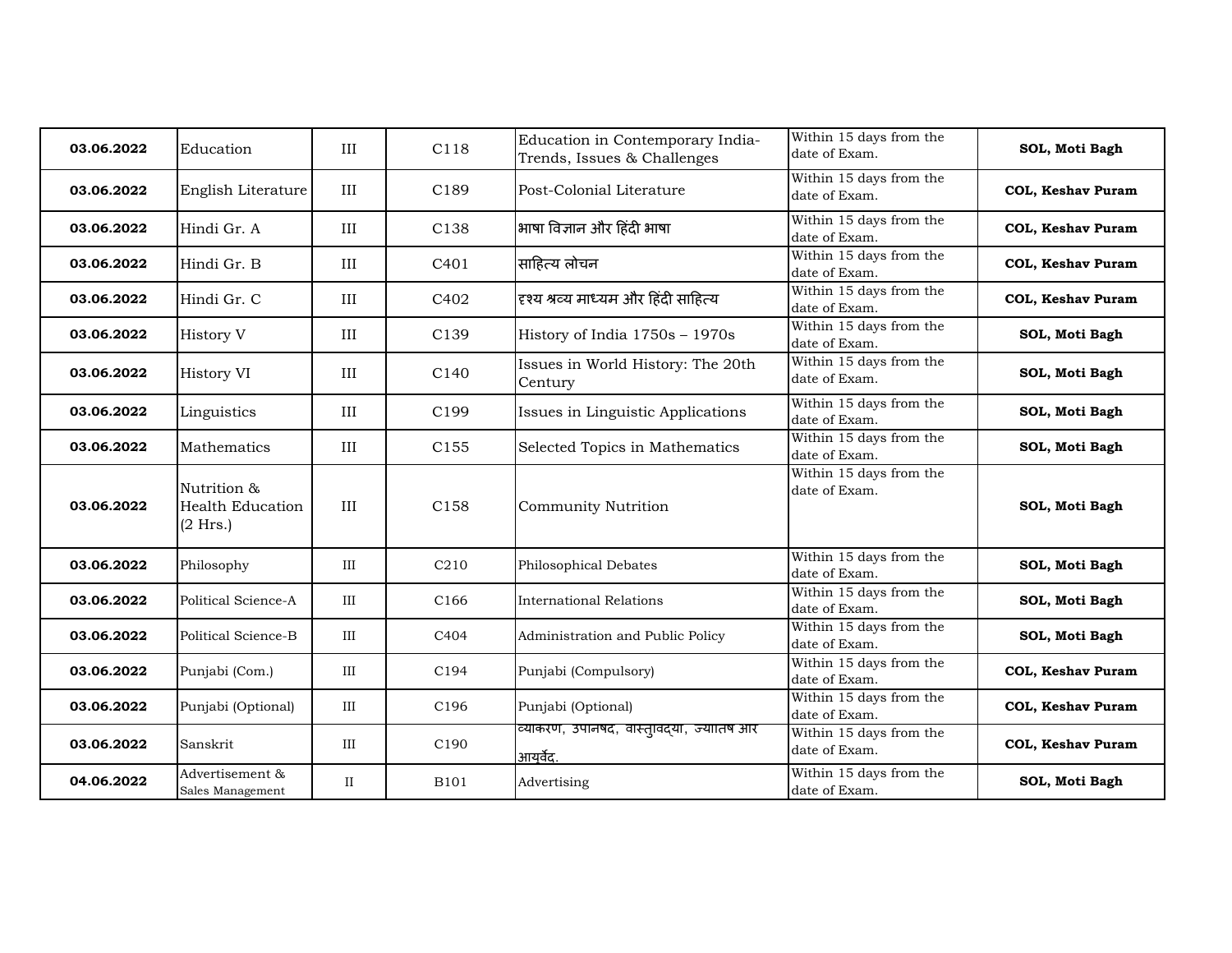| 03.06.2022 | Education | III | C118 | Education in Contemporary India-Trends, Issues & Challenges | Within 15 days from the date of Exam. | **SOL, Moti Bagh** |
|---|---|---|---|---|---|---|
| **03.06.2022** | English Literature | III | C189 | Post-Colonial Literature | Within 15 days from the date of Exam. | **COL, Keshav Puram** |
| **03.06.2022** | Hindi Gr. A | III | C138 | भाषा विज्ञान और हिंदी भाषा | Within 15 days from the date of Exam. | **COL, Keshav Puram** |
| **03.06.2022** | Hindi Gr. B | III | C401 | साहित्य लोचन | Within 15 days from the date of Exam. | **COL, Keshav Puram** |
| **03.06.2022** | Hindi Gr. C | III | C402 | दृश्य श्रव्य माध्यम और हिंदी साहित्य | Within 15 days from the date of Exam. | **COL, Keshav Puram** |
| **03.06.2022** | History V | III | C139 | History of India 1750s – 1970s | Within 15 days from the date of Exam. | **SOL, Moti Bagh** |
| **03.06.2022** | History VI | III | C140 | Issues in World History: The 20th Century | Within 15 days from the date of Exam. | **SOL, Moti Bagh** |
| **03.06.2022** | Linguistics | III | C199 | Issues in Linguistic Applications | Within 15 days from the date of Exam. | **SOL, Moti Bagh** |
| **03.06.2022** | Mathematics | III | C155 | Selected Topics in Mathematics | Within 15 days from the date of Exam. | **SOL, Moti Bagh** |
| **03.06.2022** | Nutrition & Health Education (2 Hrs.) | III | C158 | Community Nutrition | Within 15 days from the date of Exam. | **SOL, Moti Bagh** |
| **03.06.2022** | Philosophy | III | C210 | Philosophical Debates | Within 15 days from the date of Exam. | **SOL, Moti Bagh** |
| **03.06.2022** | Political Science-A | III | C166 | International Relations | Within 15 days from the date of Exam. | **SOL, Moti Bagh** |
| **03.06.2022** | Political Science-B | III | C404 | Administration and Public Policy | Within 15 days from the date of Exam. | **SOL, Moti Bagh** |
| **03.06.2022** | Punjabi (Com.) | III | C194 | Punjabi (Compulsory) | Within 15 days from the date of Exam. | **COL, Keshav Puram** |
| **03.06.2022** | Punjabi (Optional) | III | C196 | Punjabi (Optional) | Within 15 days from the date of Exam. | **COL, Keshav Puram** |
| **03.06.2022** | Sanskrit | III | C190 | व्याकरण, उपनिषद, वास्तुविद्या, ज्योतिष और आयुर्वेद. | Within 15 days from the date of Exam. | **COL, Keshav Puram** |
| **04.06.2022** | Advertisement & Sales Management | II | B101 | Advertising | Within 15 days from the date of Exam. | **SOL, Moti Bagh** |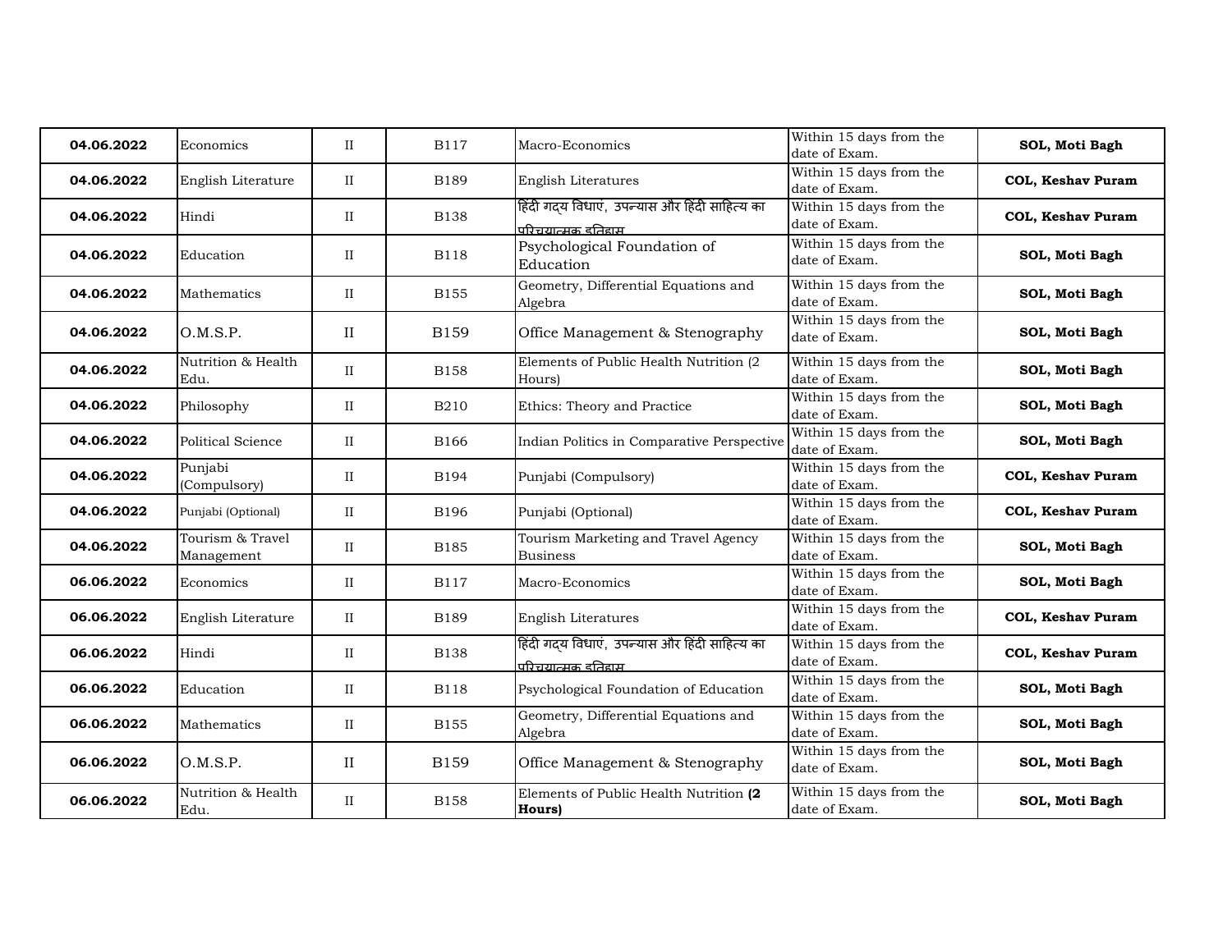| | | | | | | |
|---|---|---|---|---|---|---|
| **04.06.2022** | Economics | II | B117 | Macro-Economics | Within 15 days from the date of Exam. | **SOL, Moti Bagh** |
| **04.06.2022** | English Literature | II | B189 | English Literatures | Within 15 days from the date of Exam. | **COL, Keshav Puram** |
| **04.06.2022** | Hindi | II | B138 | हिंदी गद्य विधाएं, उपन्यास और हिंदी साहित्य का परिचयात्मक इतिहास | Within 15 days from the date of Exam. | **COL, Keshav Puram** |
| **04.06.2022** | Education | II | B118 | Psychological Foundation of Education | Within 15 days from the date of Exam. | **SOL, Moti Bagh** |
| **04.06.2022** | Mathematics | II | B155 | Geometry, Differential Equations and Algebra | Within 15 days from the date of Exam. | **SOL, Moti Bagh** |
| **04.06.2022** | O.M.S.P. | II | B159 | Office Management & Stenography | Within 15 days from the date of Exam. | **SOL, Moti Bagh** |
| **04.06.2022** | Nutrition & Health Edu. | II | B158 | Elements of Public Health Nutrition (2 Hours) | Within 15 days from the date of Exam. | **SOL, Moti Bagh** |
| **04.06.2022** | Philosophy | II | B210 | Ethics: Theory and Practice | Within 15 days from the date of Exam. | **SOL, Moti Bagh** |
| **04.06.2022** | Political Science | II | B166 | Indian Politics in Comparative Perspective | Within 15 days from the date of Exam. | **SOL, Moti Bagh** |
| **04.06.2022** | Punjabi (Compulsory) | II | B194 | Punjabi (Compulsory) | Within 15 days from the date of Exam. | **COL, Keshav Puram** |
| **04.06.2022** | Punjabi (Optional) | II | B196 | Punjabi (Optional) | Within 15 days from the date of Exam. | **COL, Keshav Puram** |
| **04.06.2022** | Tourism & Travel Management | II | B185 | Tourism Marketing and Travel Agency Business | Within 15 days from the date of Exam. | **SOL, Moti Bagh** |
| **06.06.2022** | Economics | II | B117 | Macro-Economics | Within 15 days from the date of Exam. | **SOL, Moti Bagh** |
| **06.06.2022** | English Literature | II | B189 | English Literatures | Within 15 days from the date of Exam. | **COL, Keshav Puram** |
| **06.06.2022** | Hindi | II | B138 | हिंदी गद्य विधाएं, उपन्यास और हिंदी साहित्य का परिचयात्मक इतिहास | Within 15 days from the date of Exam. | **COL, Keshav Puram** |
| **06.06.2022** | Education | II | B118 | Psychological Foundation of Education | Within 15 days from the date of Exam. | **SOL, Moti Bagh** |
| **06.06.2022** | Mathematics | II | B155 | Geometry, Differential Equations and Algebra | Within 15 days from the date of Exam. | **SOL, Moti Bagh** |
| **06.06.2022** | O.M.S.P. | II | B159 | Office Management & Stenography | Within 15 days from the date of Exam. | **SOL, Moti Bagh** |
| **06.06.2022** | Nutrition & Health Edu. | II | B158 | Elements of Public Health Nutrition **(2 Hours)** | Within 15 days from the date of Exam. | **SOL, Moti Bagh** |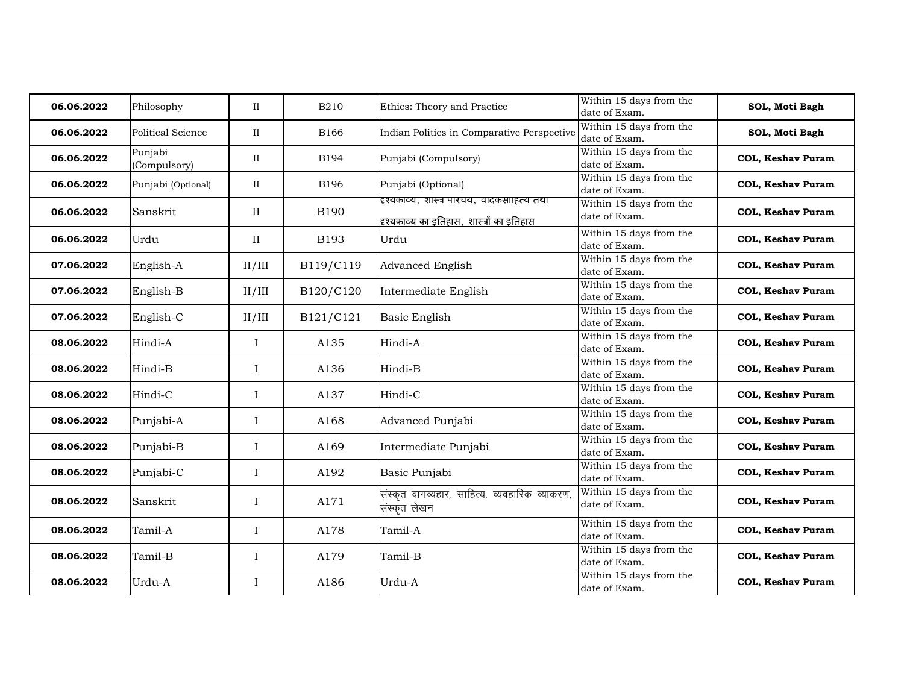| **06.06.2022** | Philosophy | II | B210 | Ethics: Theory and Practice | Within 15 days from the date of Exam. | **SOL, Moti Bagh** |
|---|---|---|---|---|---|---|
| **06.06.2022** | Political Science | II | B166 | Indian Politics in Comparative Perspective | Within 15 days from the date of Exam. | **SOL, Moti Bagh** |
| **06.06.2022** | Punjabi (Compulsory) | II | B194 | Punjabi (Compulsory) | Within 15 days from the date of Exam. | **COL, Keshav Puram** |
| **06.06.2022** | Punjabi (Optional) | II | B196 | Punjabi (Optional) | Within 15 days from the date of Exam. | **COL, Keshav Puram** |
| **06.06.2022** | Sanskrit | II | B190 | दृश्यकाव्य, शास्त्र परिचय, वैदिकसाहित्य तथा दृश्यकाव्य का इतिहास, शास्त्रों का इतिहास | Within 15 days from the date of Exam. | **COL, Keshav Puram** |
| **06.06.2022** | Urdu | II | B193 | Urdu | Within 15 days from the date of Exam. | **COL, Keshav Puram** |
| **07.06.2022** | English-A | II/III | B119/C119 | Advanced English | Within 15 days from the date of Exam. | **COL, Keshav Puram** |
| **07.06.2022** | English-B | II/III | B120/C120 | Intermediate English | Within 15 days from the date of Exam. | **COL, Keshav Puram** |
| **07.06.2022** | English-C | II/III | B121/C121 | Basic English | Within 15 days from the date of Exam. | **COL, Keshav Puram** |
| **08.06.2022** | Hindi-A | I | A135 | Hindi-A | Within 15 days from the date of Exam. | **COL, Keshav Puram** |
| **08.06.2022** | Hindi-B | I | A136 | Hindi-B | Within 15 days from the date of Exam. | **COL, Keshav Puram** |
| **08.06.2022** | Hindi-C | I | A137 | Hindi-C | Within 15 days from the date of Exam. | **COL, Keshav Puram** |
| **08.06.2022** | Punjabi-A | I | A168 | Advanced Punjabi | Within 15 days from the date of Exam. | **COL, Keshav Puram** |
| **08.06.2022** | Punjabi-B | I | A169 | Intermediate Punjabi | Within 15 days from the date of Exam. | **COL, Keshav Puram** |
| **08.06.2022** | Punjabi-C | I | A192 | Basic Punjabi | Within 15 days from the date of Exam. | **COL, Keshav Puram** |
| **08.06.2022** | Sanskrit | I | A171 | संस्कृत वागव्यहार, साहित्य, व्यवहारिक व्याकरण, संस्कृत लेखन | Within 15 days from the date of Exam. | **COL, Keshav Puram** |
| **08.06.2022** | Tamil-A | I | A178 | Tamil-A | Within 15 days from the date of Exam. | **COL, Keshav Puram** |
| **08.06.2022** | Tamil-B | I | A179 | Tamil-B | Within 15 days from the date of Exam. | **COL, Keshav Puram** |
| **08.06.2022** | Urdu-A | I | A186 | Urdu-A | Within 15 days from the date of Exam. | **COL, Keshav Puram** |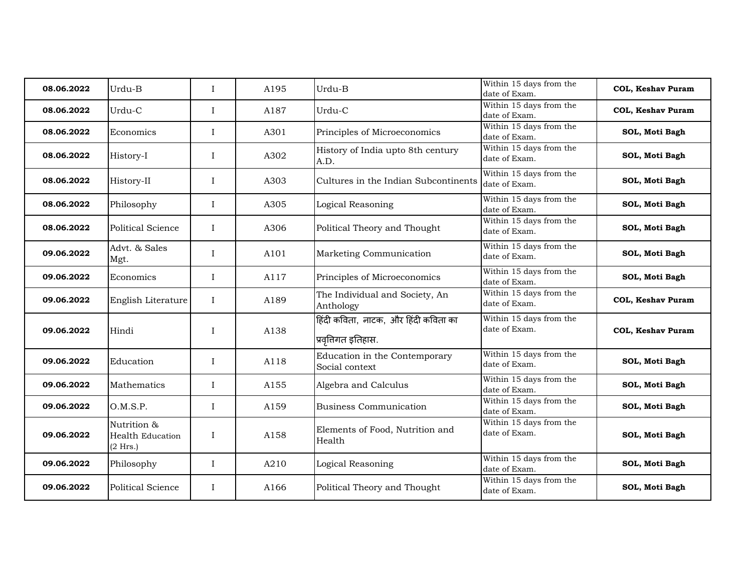| | | | | | | |
|---|---|---|---|---|---|---|
| **08.06.2022** | Urdu-B | I | A195 | Urdu-B | Within 15 days from the date of Exam. | **COL, Keshav Puram** |
| **08.06.2022** | Urdu-C | I | A187 | Urdu-C | Within 15 days from the date of Exam. | **COL, Keshav Puram** |
| **08.06.2022** | Economics | I | A301 | Principles of Microeconomics | Within 15 days from the date of Exam. | **SOL, Moti Bagh** |
| **08.06.2022** | History-I | I | A302 | History of India upto 8th century A.D. | Within 15 days from the date of Exam. | **SOL, Moti Bagh** |
| **08.06.2022** | History-II | I | A303 | Cultures in the Indian Subcontinents | Within 15 days from the date of Exam. | **SOL, Moti Bagh** |
| **08.06.2022** | Philosophy | I | A305 | Logical Reasoning | Within 15 days from the date of Exam. | **SOL, Moti Bagh** |
| **08.06.2022** | Political Science | I | A306 | Political Theory and Thought | Within 15 days from the date of Exam. | **SOL, Moti Bagh** |
| **09.06.2022** | Advt. & Sales Mgt. | I | A101 | Marketing Communication | Within 15 days from the date of Exam. | **SOL, Moti Bagh** |
| **09.06.2022** | Economics | I | A117 | Principles of Microeconomics | Within 15 days from the date of Exam. | **SOL, Moti Bagh** |
| **09.06.2022** | English Literature | I | A189 | The Individual and Society, An Anthology | Within 15 days from the date of Exam. | **COL, Keshav Puram** |
| **09.06.2022** | Hindi | I | A138 | हिंदी कविता, नाटक, और हिंदी कविता का प्रवृत्तिगत इतिहास. | Within 15 days from the date of Exam. | **COL, Keshav Puram** |
| **09.06.2022** | Education | I | A118 | Education in the Contemporary Social context | Within 15 days from the date of Exam. | **SOL, Moti Bagh** |
| **09.06.2022** | Mathematics | I | A155 | Algebra and Calculus | Within 15 days from the date of Exam. | **SOL, Moti Bagh** |
| **09.06.2022** | O.M.S.P. | I | A159 | Business Communication | Within 15 days from the date of Exam. | **SOL, Moti Bagh** |
| **09.06.2022** | Nutrition & Health Education (2 Hrs.) | I | A158 | Elements of Food, Nutrition and Health | Within 15 days from the date of Exam. | **SOL, Moti Bagh** |
| **09.06.2022** | Philosophy | I | A210 | Logical Reasoning | Within 15 days from the date of Exam. | **SOL, Moti Bagh** |
| **09.06.2022** | Political Science | I | A166 | Political Theory and Thought | Within 15 days from the date of Exam. | **SOL, Moti Bagh** |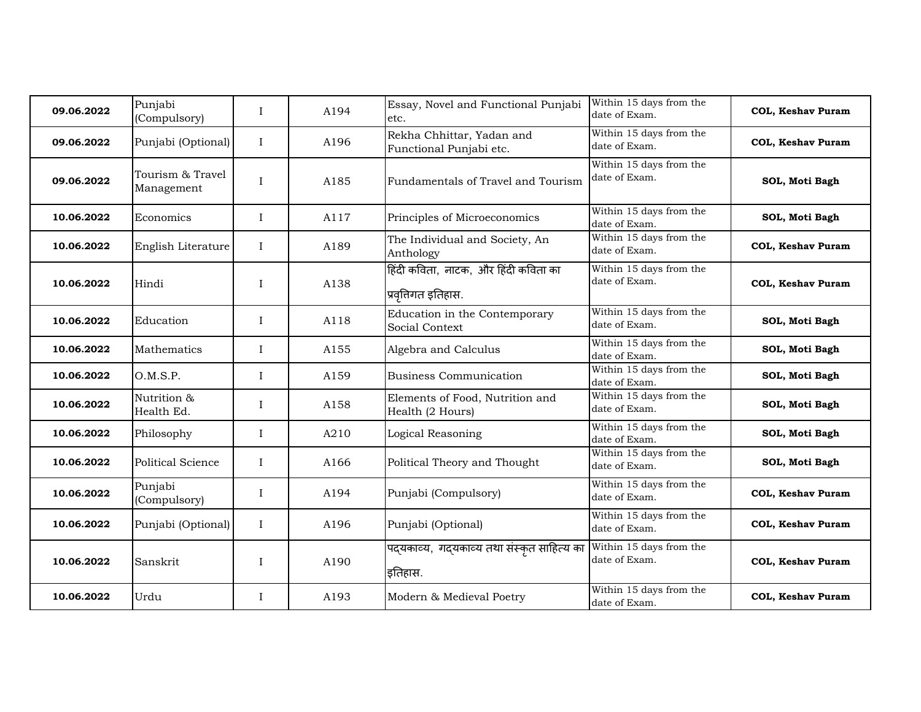| | | | | | | |
|---|---|---|---|---|---|---|
| **09.06.2022** | Punjabi (Compulsory) | I | A194 | Essay, Novel and Functional Punjabi etc. | Within 15 days from the date of Exam. | **COL, Keshav Puram** |
| **09.06.2022** | Punjabi (Optional) | I | A196 | Rekha Chhittar, Yadan and Functional Punjabi etc. | Within 15 days from the date of Exam. | **COL, Keshav Puram** |
| **09.06.2022** | Tourism & Travel Management | I | A185 | Fundamentals of Travel and Tourism | Within 15 days from the date of Exam. | **SOL, Moti Bagh** |
| **10.06.2022** | Economics | I | A117 | Principles of Microeconomics | Within 15 days from the date of Exam. | **SOL, Moti Bagh** |
| **10.06.2022** | English Literature | I | A189 | The Individual and Society, An Anthology | Within 15 days from the date of Exam. | **COL, Keshav Puram** |
| **10.06.2022** | Hindi | I | A138 | हिंदी कविता, नाटक, और हिंदी कविता का प्रवृत्तिगत इतिहास. | Within 15 days from the date of Exam. | **COL, Keshav Puram** |
| **10.06.2022** | Education | I | A118 | Education in the Contemporary Social Context | Within 15 days from the date of Exam. | **SOL, Moti Bagh** |
| **10.06.2022** | Mathematics | I | A155 | Algebra and Calculus | Within 15 days from the date of Exam. | **SOL, Moti Bagh** |
| **10.06.2022** | O.M.S.P. | I | A159 | Business Communication | Within 15 days from the date of Exam. | **SOL, Moti Bagh** |
| **10.06.2022** | Nutrition & Health Ed. | I | A158 | Elements of Food, Nutrition and Health (2 Hours) | Within 15 days from the date of Exam. | **SOL, Moti Bagh** |
| **10.06.2022** | Philosophy | I | A210 | Logical Reasoning | Within 15 days from the date of Exam. | **SOL, Moti Bagh** |
| **10.06.2022** | Political Science | I | A166 | Political Theory and Thought | Within 15 days from the date of Exam. | **SOL, Moti Bagh** |
| **10.06.2022** | Punjabi (Compulsory) | I | A194 | Punjabi (Compulsory) | Within 15 days from the date of Exam. | **COL, Keshav Puram** |
| **10.06.2022** | Punjabi (Optional) | I | A196 | Punjabi (Optional) | Within 15 days from the date of Exam. | **COL, Keshav Puram** |
| **10.06.2022** | Sanskrit | I | A190 | पद्यकाव्य, गद्यकाव्य तथा संस्कृत साहित्य का इतिहास. | Within 15 days from the date of Exam. | **COL, Keshav Puram** |
| **10.06.2022** | Urdu | I | A193 | Modern & Medieval Poetry | Within 15 days from the date of Exam. | **COL, Keshav Puram** |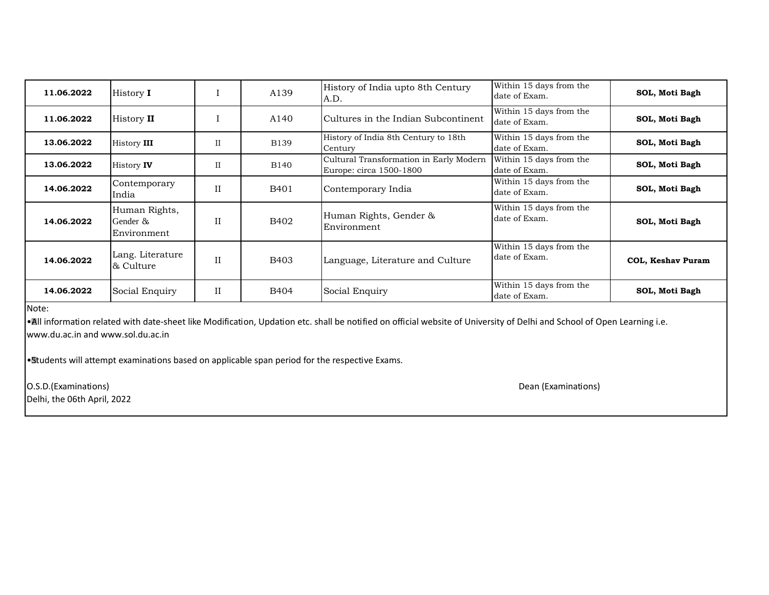| | | | | | | |
|---|---|---|---|---|---|---|
| **11.06.2022** | History **I** | I | A139 | History of India upto 8th Century A.D. | Within 15 days from the date of Exam. | **SOL, Moti Bagh** |
| **11.06.2022** | History **II** | I | A140 | Cultures in the Indian Subcontinent | Within 15 days from the date of Exam. | **SOL, Moti Bagh** |
| **13.06.2022** | History **III** | II | B139 | History of India 8th Century to 18th Century | Within 15 days from the date of Exam. | **SOL, Moti Bagh** |
| **13.06.2022** | History **IV** | II | B140 | Cultural Transformation in Early Modern Europe: circa 1500-1800 | Within 15 days from the date of Exam. | **SOL, Moti Bagh** |
| **14.06.2022** | Contemporary India | II | B401 | Contemporary India | Within 15 days from the date of Exam. | **SOL, Moti Bagh** |
| **14.06.2022** | Human Rights, Gender & Environment | II | B402 | Human Rights, Gender & Environment | Within 15 days from the date of Exam. | **SOL, Moti Bagh** |
| **14.06.2022** | Lang. Literature & Culture | II | B403 | Language, Literature and Culture | Within 15 days from the date of Exam. | **COL, Keshav Puram** |
| **14.06.2022** | Social Enquiry | II | B404 | Social Enquiry | Within 15 days from the date of Exam. | **SOL, Moti Bagh** |

Note:

- All information related with date-sheet like Modification, Updation etc. shall be notified on official website of University of Delhi and School of Open Learning i.e. www.du.ac.in and www.sol.du.ac.in

- Students will attempt examinations based on applicable span period for the respective Exams.

O.S.D.(Examinations)
Delhi, the 06th April, 2022

Dean (Examinations)